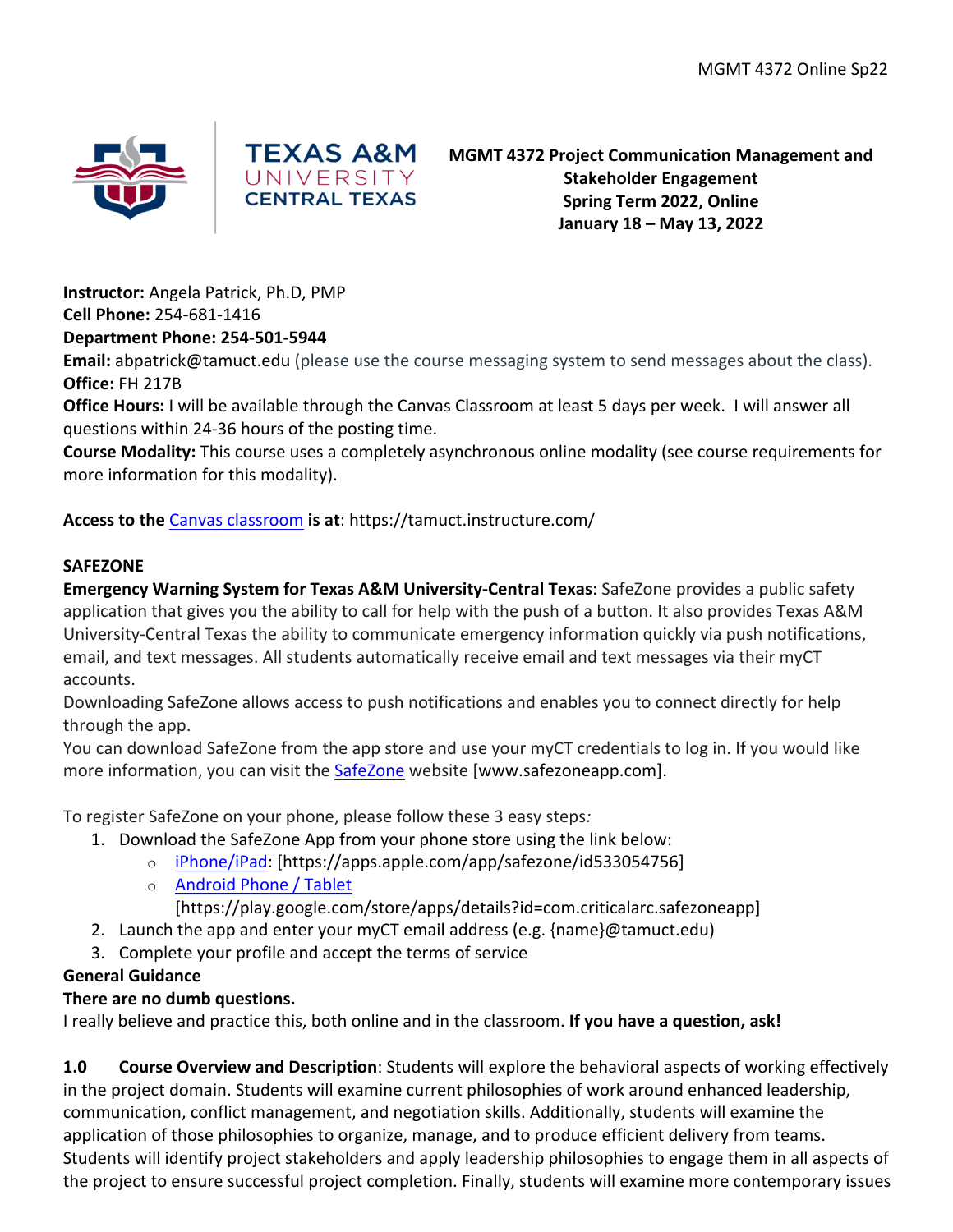**MGMT 4372 Project Communication Management and Stakeholder Engagement**
**Spring Term 2022, Online**
**January 18 – May 13, 2022**

**Instructor:** Angela Patrick, Ph.D, PMP
**Cell Phone:** 254-681-1416
**Department Phone: 254-501-5944**
**Email:** abpatrick@tamuct.edu (please use the course messaging system to send messages about the class).
**Office:** FH 217B
**Office Hours:** I will be available through the Canvas Classroom at least 5 days per week. I will answer all questions within 24-36 hours of the posting time.
**Course Modality:** This course uses a completely asynchronous online modality (see course requirements for more information for this modality).

**Access to the** [Canvas classroom](https://tamuct.instructure.com/) **is at**: https://tamuct.instructure.com/

**SAFEZONE**

**Emergency Warning System for Texas A&M University-Central Texas**: SafeZone provides a public safety application that gives you the ability to call for help with the push of a button. It also provides Texas A&M University-Central Texas the ability to communicate emergency information quickly via push notifications, email, and text messages. All students automatically receive email and text messages via their myCT accounts.

Downloading SafeZone allows access to push notifications and enables you to connect directly for help through the app.

You can download SafeZone from the app store and use your myCT credentials to log in. If you would like more information, you can visit the [SafeZone](www.safezoneapp.com) website [www.safezoneapp.com].

To register SafeZone on your phone, please follow these 3 easy steps:

1. Download the SafeZone App from your phone store using the link below:
   - [iPhone/iPad](https://apps.apple.com/app/safezone/id533054756): [https://apps.apple.com/app/safezone/id533054756]
   - [Android Phone / Tablet](https://play.google.com/store/apps/details?id=com.criticalarc.safezoneapp) [https://play.google.com/store/apps/details?id=com.criticalarc.safezoneapp]
2. Launch the app and enter your myCT email address (e.g. {name}@tamuct.edu)
3. Complete your profile and accept the terms of service

**General Guidance**

**There are no dumb questions.**

I really believe and practice this, both online and in the classroom. **If you have a question, ask!**

**1.0 Course Overview and Description**: Students will explore the behavioral aspects of working effectively in the project domain. Students will examine current philosophies of work around enhanced leadership, communication, conflict management, and negotiation skills. Additionally, students will examine the application of those philosophies to organize, manage, and to produce efficient delivery from teams. Students will identify project stakeholders and apply leadership philosophies to engage them in all aspects of the project to ensure successful project completion. Finally, students will examine more contemporary issues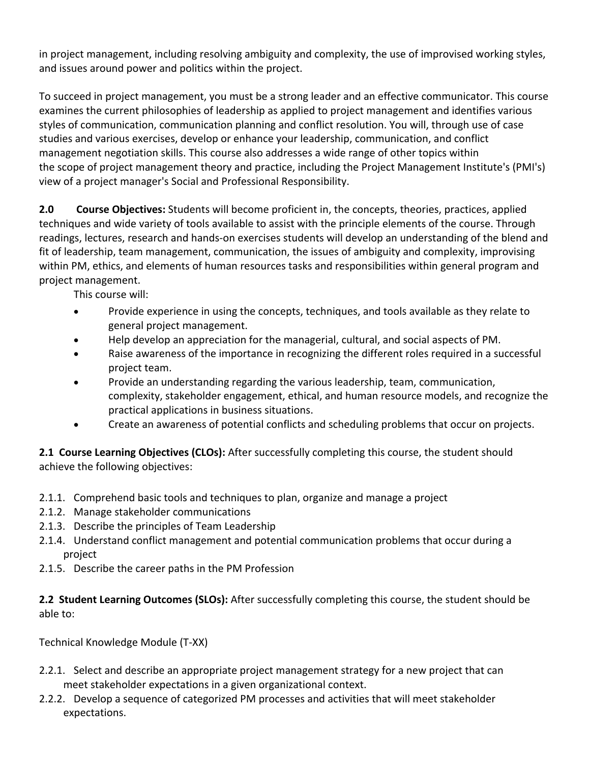in project management, including resolving ambiguity and complexity, the use of improvised working styles, and issues around power and politics within the project.

To succeed in project management, you must be a strong leader and an effective communicator. This course examines the current philosophies of leadership as applied to project management and identifies various styles of communication, communication planning and conflict resolution. You will, through use of case studies and various exercises, develop or enhance your leadership, communication, and conflict management negotiation skills. This course also addresses a wide range of other topics within the scope of project management theory and practice, including the Project Management Institute's (PMI's) view of a project manager's Social and Professional Responsibility.

**2.0 Course Objectives:** Students will become proficient in, the concepts, theories, practices, applied techniques and wide variety of tools available to assist with the principle elements of the course. Through readings, lectures, research and hands-on exercises students will develop an understanding of the blend and fit of leadership, team management, communication, the issues of ambiguity and complexity, improvising within PM, ethics, and elements of human resources tasks and responsibilities within general program and project management.

This course will:

- Provide experience in using the concepts, techniques, and tools available as they relate to general project management.
- Help develop an appreciation for the managerial, cultural, and social aspects of PM.
- Raise awareness of the importance in recognizing the different roles required in a successful project team.
- Provide an understanding regarding the various leadership, team, communication, complexity, stakeholder engagement, ethical, and human resource models, and recognize the practical applications in business situations.
- Create an awareness of potential conflicts and scheduling problems that occur on projects.

**2.1 Course Learning Objectives (CLOs):** After successfully completing this course, the student should achieve the following objectives:

2.1.1. Comprehend basic tools and techniques to plan, organize and manage a project
2.1.2. Manage stakeholder communications
2.1.3. Describe the principles of Team Leadership
2.1.4. Understand conflict management and potential communication problems that occur during a project
2.1.5. Describe the career paths in the PM Profession

**2.2 Student Learning Outcomes (SLOs):** After successfully completing this course, the student should be able to:

Technical Knowledge Module (T-XX)

2.2.1. Select and describe an appropriate project management strategy for a new project that can meet stakeholder expectations in a given organizational context.
2.2.2. Develop a sequence of categorized PM processes and activities that will meet stakeholder expectations.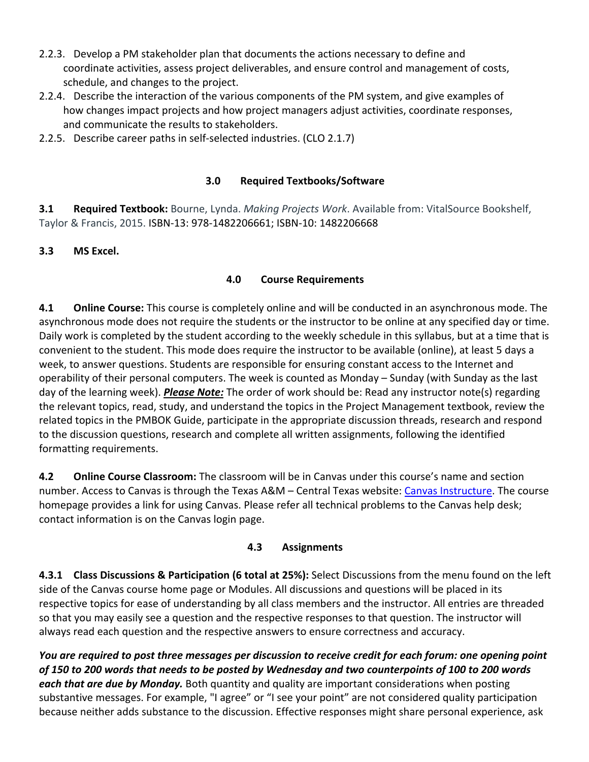2.2.3. Develop a PM stakeholder plan that documents the actions necessary to define and coordinate activities, assess project deliverables, and ensure control and management of costs, schedule, and changes to the project.

2.2.4. Describe the interaction of the various components of the PM system, and give examples of how changes impact projects and how project managers adjust activities, coordinate responses, and communicate the results to stakeholders.

2.2.5. Describe career paths in self-selected industries. (CLO 2.1.7)

## 3.0 Required Textbooks/Software

**3.1 Required Textbook:** Bourne, Lynda. *Making Projects Work*. Available from: VitalSource Bookshelf, Taylor & Francis, 2015. ISBN-13: 978-1482206661; ISBN-10: 1482206668

**3.3 MS Excel.**

## 4.0 Course Requirements

**4.1 Online Course:** This course is completely online and will be conducted in an asynchronous mode. The asynchronous mode does not require the students or the instructor to be online at any specified day or time. Daily work is completed by the student according to the weekly schedule in this syllabus, but at a time that is convenient to the student. This mode does require the instructor to be available (online), at least 5 days a week, to answer questions. Students are responsible for ensuring constant access to the Internet and operability of their personal computers. The week is counted as Monday – Sunday (with Sunday as the last day of the learning week). ***Please Note:*** The order of work should be: Read any instructor note(s) regarding the relevant topics, read, study, and understand the topics in the Project Management textbook, review the related topics in the PMBOK Guide, participate in the appropriate discussion threads, research and respond to the discussion questions, research and complete all written assignments, following the identified formatting requirements.

**4.2 Online Course Classroom:** The classroom will be in Canvas under this course's name and section number. Access to Canvas is through the Texas A&M – Central Texas website: Canvas Instructure. The course homepage provides a link for using Canvas. Please refer all technical problems to the Canvas help desk; contact information is on the Canvas login page.

### 4.3 Assignments

**4.3.1 Class Discussions & Participation (6 total at 25%):** Select Discussions from the menu found on the left side of the Canvas course home page or Modules. All discussions and questions will be placed in its respective topics for ease of understanding by all class members and the instructor. All entries are threaded so that you may easily see a question and the respective responses to that question. The instructor will always read each question and the respective answers to ensure correctness and accuracy.

***You are required to post three messages per discussion to receive credit for each forum: one opening point of 150 to 200 words that needs to be posted by Wednesday and two counterpoints of 100 to 200 words each that are due by Monday.*** Both quantity and quality are important considerations when posting substantive messages. For example, "I agree" or "I see your point" are not considered quality participation because neither adds substance to the discussion. Effective responses might share personal experience, ask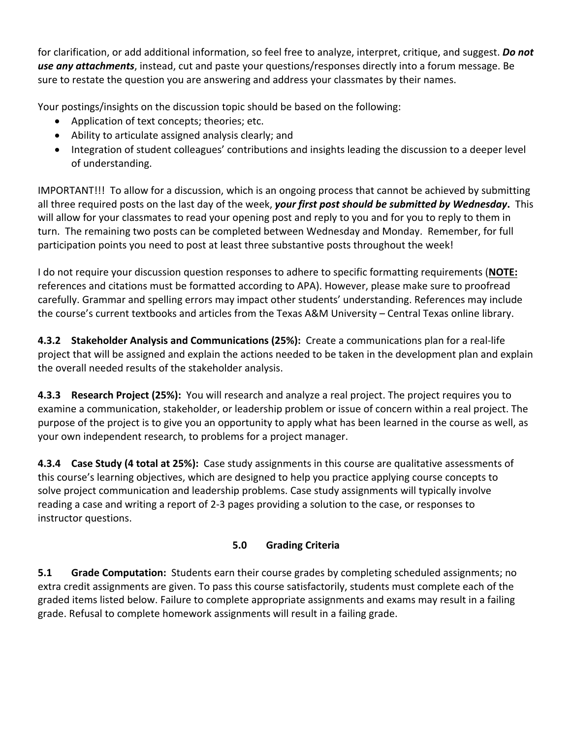for clarification, or add additional information, so feel free to analyze, interpret, critique, and suggest. ***Do not use any attachments***, instead, cut and paste your questions/responses directly into a forum message. Be sure to restate the question you are answering and address your classmates by their names.

Your postings/insights on the discussion topic should be based on the following:

- Application of text concepts; theories; etc.
- Ability to articulate assigned analysis clearly; and
- Integration of student colleagues' contributions and insights leading the discussion to a deeper level of understanding.

IMPORTANT!!! To allow for a discussion, which is an ongoing process that cannot be achieved by submitting all three required posts on the last day of the week, ***your first post should be submitted by Wednesday*.** This will allow for your classmates to read your opening post and reply to you and for you to reply to them in turn. The remaining two posts can be completed between Wednesday and Monday. Remember, for full participation points you need to post at least three substantive posts throughout the week!

I do not require your discussion question responses to adhere to specific formatting requirements (**NOTE:** references and citations must be formatted according to APA). However, please make sure to proofread carefully. Grammar and spelling errors may impact other students' understanding. References may include the course's current textbooks and articles from the Texas A&M University – Central Texas online library.

**4.3.2 Stakeholder Analysis and Communications (25%):** Create a communications plan for a real-life project that will be assigned and explain the actions needed to be taken in the development plan and explain the overall needed results of the stakeholder analysis.

**4.3.3 Research Project (25%):** You will research and analyze a real project. The project requires you to examine a communication, stakeholder, or leadership problem or issue of concern within a real project. The purpose of the project is to give you an opportunity to apply what has been learned in the course as well, as your own independent research, to problems for a project manager.

**4.3.4 Case Study (4 total at 25%):** Case study assignments in this course are qualitative assessments of this course's learning objectives, which are designed to help you practice applying course concepts to solve project communication and leadership problems. Case study assignments will typically involve reading a case and writing a report of 2-3 pages providing a solution to the case, or responses to instructor questions.

## 5.0 Grading Criteria

**5.1 Grade Computation:** Students earn their course grades by completing scheduled assignments; no extra credit assignments are given. To pass this course satisfactorily, students must complete each of the graded items listed below. Failure to complete appropriate assignments and exams may result in a failing grade. Refusal to complete homework assignments will result in a failing grade.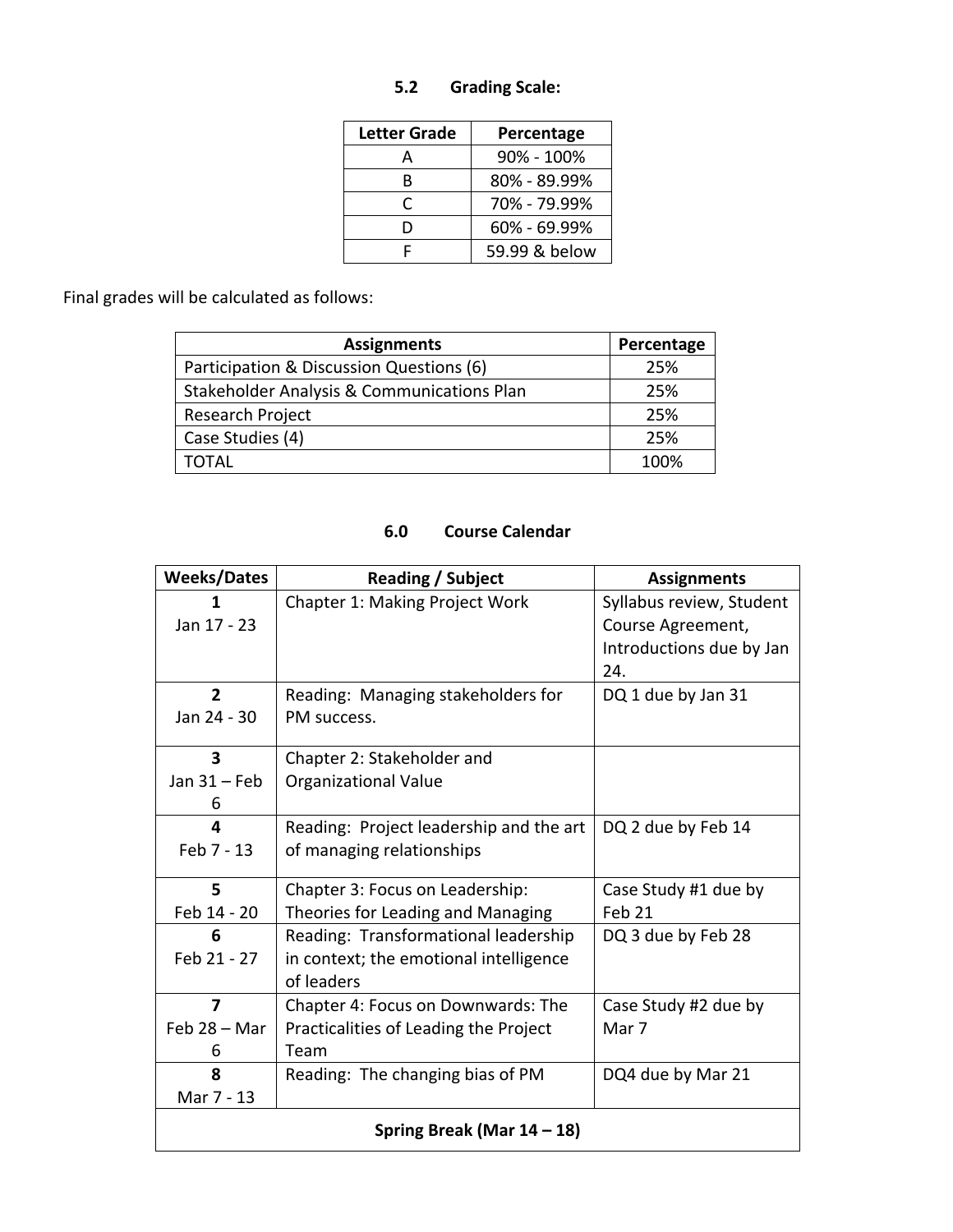### 5.2 Grading Scale:

| Letter Grade | Percentage |
|---|---|
| A | 90% - 100% |
| B | 80% - 89.99% |
| C | 70% - 79.99% |
| D | 60% - 69.99% |
| F | 59.99 & below |

Final grades will be calculated as follows:

| Assignments | Percentage |
|---|---|
| Participation & Discussion Questions (6) | 25% |
| Stakeholder Analysis & Communications Plan | 25% |
| Research Project | 25% |
| Case Studies (4) | 25% |
| TOTAL | 100% |

## 6.0 Course Calendar

| Weeks/Dates | Reading / Subject | Assignments |
|---|---|---|
| **1** Jan 17 - 23 | Chapter 1: Making Project Work | Syllabus review, Student Course Agreement, Introductions due by Jan 24. |
| **2** Jan 24 - 30 | Reading: Managing stakeholders for PM success. | DQ 1 due by Jan 31 |
| **3** Jan 31 – Feb 6 | Chapter 2: Stakeholder and Organizational Value | |
| **4** Feb 7 - 13 | Reading: Project leadership and the art of managing relationships | DQ 2 due by Feb 14 |
| **5** Feb 14 - 20 | Chapter 3: Focus on Leadership: Theories for Leading and Managing | Case Study #1 due by Feb 21 |
| **6** Feb 21 - 27 | Reading: Transformational leadership in context; the emotional intelligence of leaders | DQ 3 due by Feb 28 |
| **7** Feb 28 – Mar 6 | Chapter 4: Focus on Downwards: The Practicalities of Leading the Project Team | Case Study #2 due by Mar 7 |
| **8** Mar 7 - 13 | Reading: The changing bias of PM | DQ4 due by Mar 21 |
| **Spring Break (Mar 14 – 18)** | | |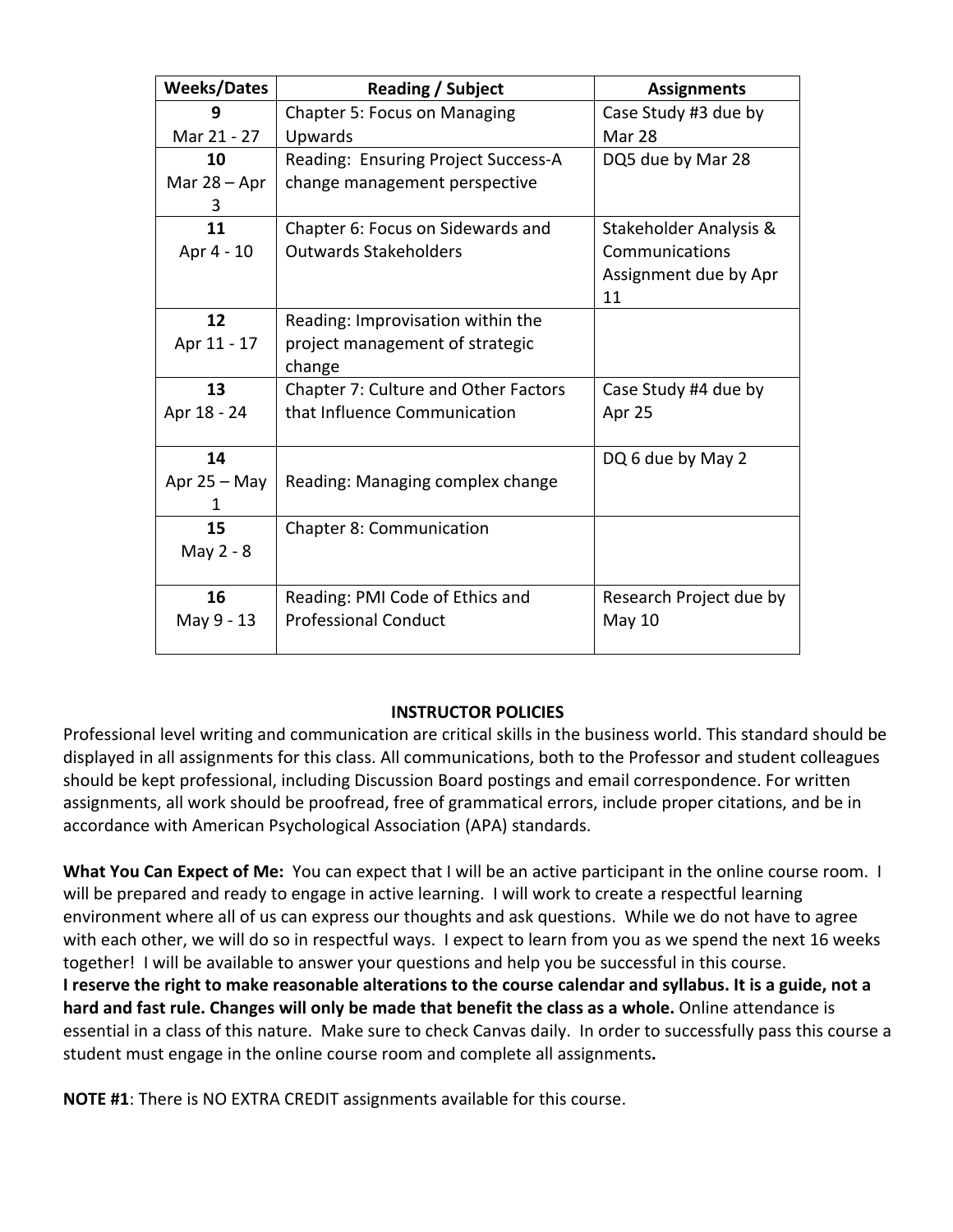| Weeks/Dates | Reading / Subject | Assignments |
|---|---|---|
| **9** Mar 21 - 27 | Chapter 5: Focus on Managing Upwards | Case Study #3 due by Mar 28 |
| **10** Mar 28 – Apr 3 | Reading: Ensuring Project Success-A change management perspective | DQ5 due by Mar 28 |
| **11** Apr 4 - 10 | Chapter 6: Focus on Sidewards and Outwards Stakeholders | Stakeholder Analysis & Communications Assignment due by Apr 11 |
| **12** Apr 11 - 17 | Reading: Improvisation within the project management of strategic change | |
| **13** Apr 18 - 24 | Chapter 7: Culture and Other Factors that Influence Communication | Case Study #4 due by Apr 25 |
| **14** Apr 25 – May 1 | Reading: Managing complex change | DQ 6 due by May 2 |
| **15** May 2 - 8 | Chapter 8: Communication | |
| **16** May 9 - 13 | Reading: PMI Code of Ethics and Professional Conduct | Research Project due by May 10 |

## INSTRUCTOR POLICIES

Professional level writing and communication are critical skills in the business world. This standard should be displayed in all assignments for this class. All communications, both to the Professor and student colleagues should be kept professional, including Discussion Board postings and email correspondence. For written assignments, all work should be proofread, free of grammatical errors, include proper citations, and be in accordance with American Psychological Association (APA) standards.

**What You Can Expect of Me:** You can expect that I will be an active participant in the online course room. I will be prepared and ready to engage in active learning. I will work to create a respectful learning environment where all of us can express our thoughts and ask questions. While we do not have to agree with each other, we will do so in respectful ways. I expect to learn from you as we spend the next 16 weeks together! I will be available to answer your questions and help you be successful in this course.
**I reserve the right to make reasonable alterations to the course calendar and syllabus. It is a guide, not a hard and fast rule. Changes will only be made that benefit the class as a whole.** Online attendance is essential in a class of this nature. Make sure to check Canvas daily. In order to successfully pass this course a student must engage in the online course room and complete all assignments**.**

**NOTE #1**: There is NO EXTRA CREDIT assignments available for this course.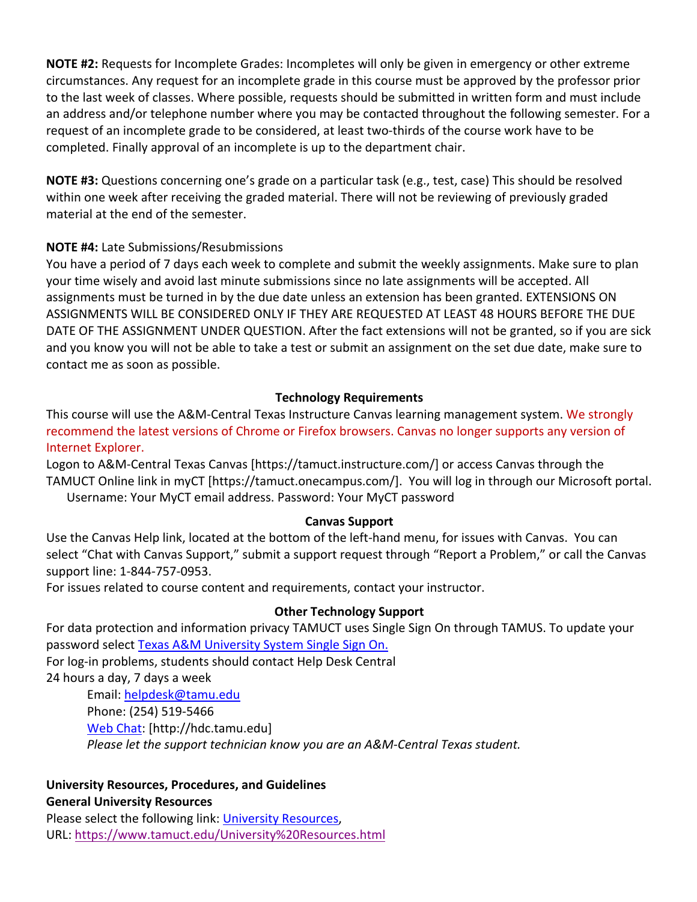**NOTE #2:** Requests for Incomplete Grades: Incompletes will only be given in emergency or other extreme circumstances. Any request for an incomplete grade in this course must be approved by the professor prior to the last week of classes. Where possible, requests should be submitted in written form and must include an address and/or telephone number where you may be contacted throughout the following semester. For a request of an incomplete grade to be considered, at least two-thirds of the course work have to be completed. Finally approval of an incomplete is up to the department chair.

**NOTE #3:** Questions concerning one's grade on a particular task (e.g., test, case) This should be resolved within one week after receiving the graded material. There will not be reviewing of previously graded material at the end of the semester.

**NOTE #4:** Late Submissions/Resubmissions

You have a period of 7 days each week to complete and submit the weekly assignments. Make sure to plan your time wisely and avoid last minute submissions since no late assignments will be accepted. All assignments must be turned in by the due date unless an extension has been granted. EXTENSIONS ON ASSIGNMENTS WILL BE CONSIDERED ONLY IF THEY ARE REQUESTED AT LEAST 48 HOURS BEFORE THE DUE DATE OF THE ASSIGNMENT UNDER QUESTION. After the fact extensions will not be granted, so if you are sick and you know you will not be able to take a test or submit an assignment on the set due date, make sure to contact me as soon as possible.

**Technology Requirements**

This course will use the A&M-Central Texas Instructure Canvas learning management system. We strongly recommend the latest versions of Chrome or Firefox browsers. Canvas no longer supports any version of Internet Explorer.

Logon to A&M-Central Texas Canvas [https://tamuct.instructure.com/] or access Canvas through the TAMUCT Online link in myCT [https://tamuct.onecampus.com/]. You will log in through our Microsoft portal.

Username: Your MyCT email address. Password: Your MyCT password

**Canvas Support**

Use the Canvas Help link, located at the bottom of the left-hand menu, for issues with Canvas. You can select "Chat with Canvas Support," submit a support request through "Report a Problem," or call the Canvas support line: 1-844-757-0953.

For issues related to course content and requirements, contact your instructor.

**Other Technology Support**

For data protection and information privacy TAMUCT uses Single Sign On through TAMUS. To update your password select Texas A&M University System Single Sign On.

For log-in problems, students should contact Help Desk Central

24 hours a day, 7 days a week

Email: helpdesk@tamu.edu
Phone: (254) 519-5466
Web Chat: [http://hdc.tamu.edu]
*Please let the support technician know you are an A&M-Central Texas student.*

**University Resources, Procedures, and Guidelines**

**General University Resources**

Please select the following link: University Resources,
URL: https://www.tamuct.edu/University%20Resources.html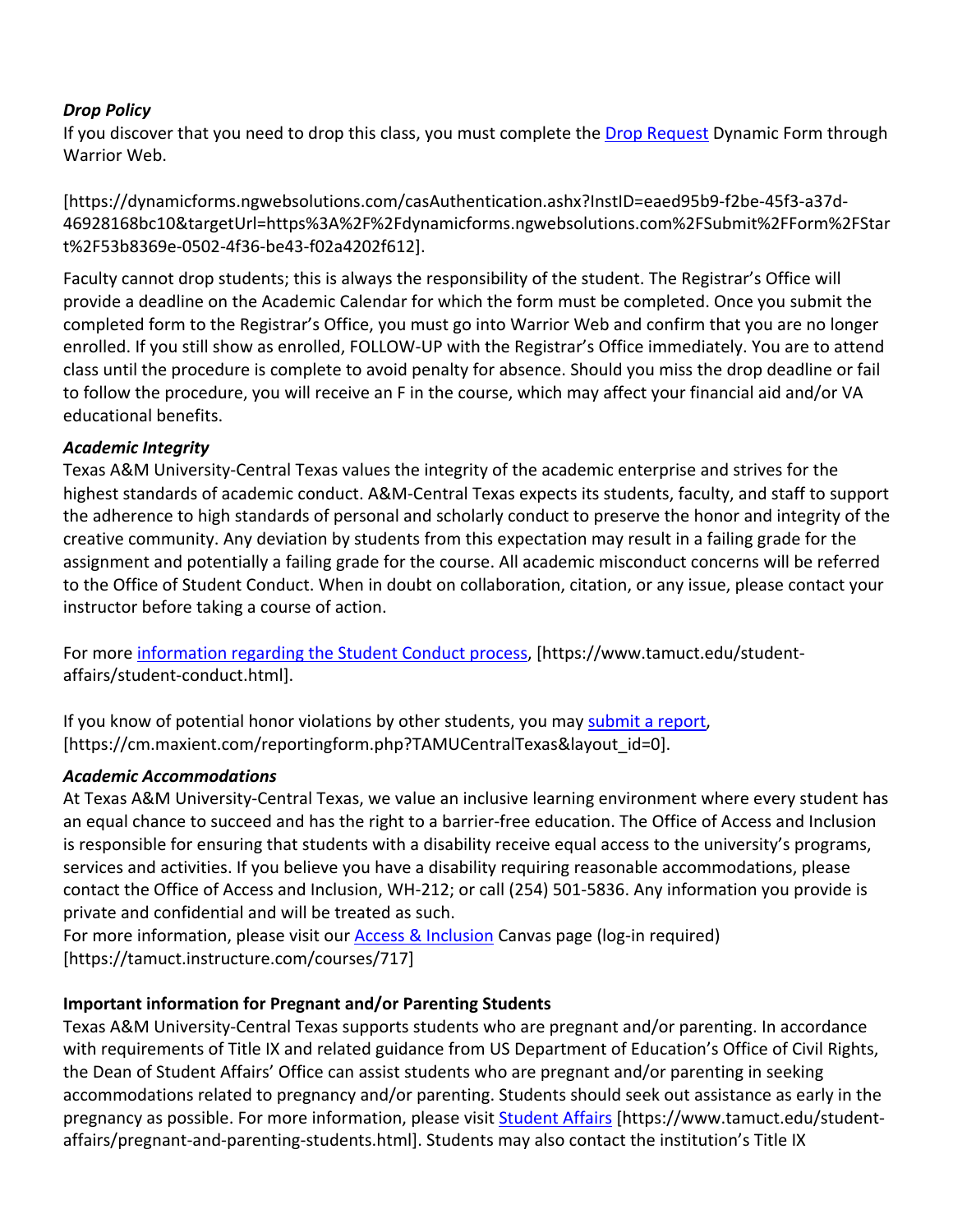***Drop Policy***

If you discover that you need to drop this class, you must complete the [Drop Request](https://dynamicforms.ngwebsolutions.com/casAuthentication.ashx?InstID=eaed95b9-f2be-45f3-a37d-46928168bc10&targetUrl=https%3A%2F%2Fdynamicforms.ngwebsolutions.com%2FSubmit%2FForm%2FStart%2F53b8369e-0502-4f36-be43-f02a4202f612) Dynamic Form through Warrior Web.

[https://dynamicforms.ngwebsolutions.com/casAuthentication.ashx?InstID=eaed95b9-f2be-45f3-a37d-46928168bc10&targetUrl=https%3A%2F%2Fdynamicforms.ngwebsolutions.com%2FSubmit%2FForm%2FStart%2F53b8369e-0502-4f36-be43-f02a4202f612].

Faculty cannot drop students; this is always the responsibility of the student. The Registrar's Office will provide a deadline on the Academic Calendar for which the form must be completed. Once you submit the completed form to the Registrar's Office, you must go into Warrior Web and confirm that you are no longer enrolled. If you still show as enrolled, FOLLOW-UP with the Registrar's Office immediately. You are to attend class until the procedure is complete to avoid penalty for absence. Should you miss the drop deadline or fail to follow the procedure, you will receive an F in the course, which may affect your financial aid and/or VA educational benefits.

***Academic Integrity***

Texas A&M University-Central Texas values the integrity of the academic enterprise and strives for the highest standards of academic conduct. A&M-Central Texas expects its students, faculty, and staff to support the adherence to high standards of personal and scholarly conduct to preserve the honor and integrity of the creative community. Any deviation by students from this expectation may result in a failing grade for the assignment and potentially a failing grade for the course. All academic misconduct concerns will be referred to the Office of Student Conduct. When in doubt on collaboration, citation, or any issue, please contact your instructor before taking a course of action.

For more [information regarding the Student Conduct process](https://www.tamuct.edu/student-affairs/student-conduct.html), [https://www.tamuct.edu/student-affairs/student-conduct.html].

If you know of potential honor violations by other students, you may [submit a report](https://cm.maxient.com/reportingform.php?TAMUCentralTexas&layout_id=0), [https://cm.maxient.com/reportingform.php?TAMUCentralTexas&layout_id=0].

***Academic Accommodations***

At Texas A&M University-Central Texas, we value an inclusive learning environment where every student has an equal chance to succeed and has the right to a barrier-free education. The Office of Access and Inclusion is responsible for ensuring that students with a disability receive equal access to the university's programs, services and activities. If you believe you have a disability requiring reasonable accommodations, please contact the Office of Access and Inclusion, WH-212; or call (254) 501-5836. Any information you provide is private and confidential and will be treated as such.
For more information, please visit our [Access & Inclusion](https://tamuct.instructure.com/courses/717) Canvas page (log-in required) [https://tamuct.instructure.com/courses/717]

**Important information for Pregnant and/or Parenting Students**

Texas A&M University-Central Texas supports students who are pregnant and/or parenting. In accordance with requirements of Title IX and related guidance from US Department of Education's Office of Civil Rights, the Dean of Student Affairs' Office can assist students who are pregnant and/or parenting in seeking accommodations related to pregnancy and/or parenting. Students should seek out assistance as early in the pregnancy as possible. For more information, please visit [Student Affairs](https://www.tamuct.edu/student-affairs/pregnant-and-parenting-students.html) [https://www.tamuct.edu/student-affairs/pregnant-and-parenting-students.html]. Students may also contact the institution's Title IX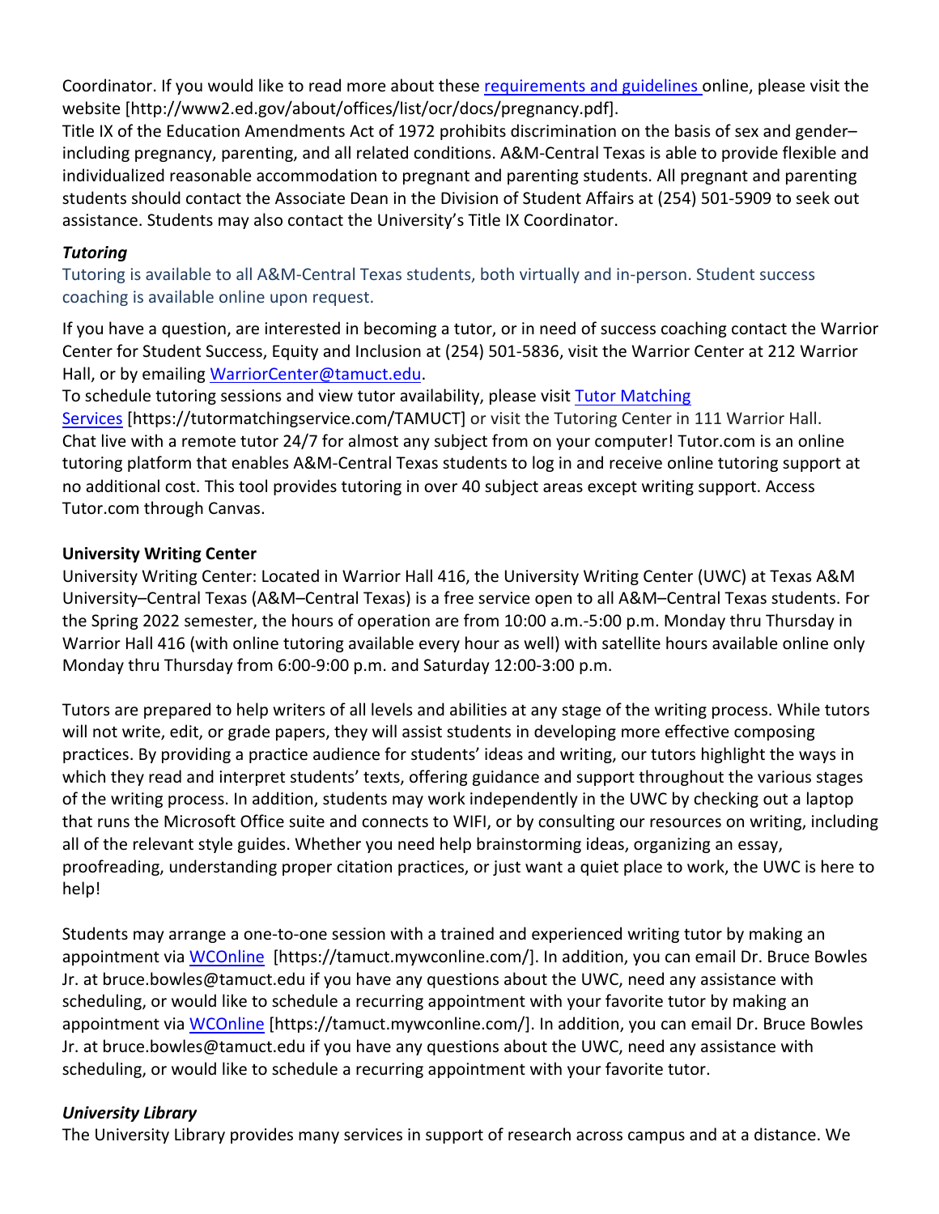Coordinator. If you would like to read more about these [requirements and guidelines ](http://www2.ed.gov/about/offices/list/ocr/docs/pregnancy.pdf)online, please visit the website [http://www2.ed.gov/about/offices/list/ocr/docs/pregnancy.pdf].

Title IX of the Education Amendments Act of 1972 prohibits discrimination on the basis of sex and gender–including pregnancy, parenting, and all related conditions. A&M-Central Texas is able to provide flexible and individualized reasonable accommodation to pregnant and parenting students. All pregnant and parenting students should contact the Associate Dean in the Division of Student Affairs at (254) 501-5909 to seek out assistance. Students may also contact the University's Title IX Coordinator.

***Tutoring***

Tutoring is available to all A&M-Central Texas students, both virtually and in-person. Student success coaching is available online upon request.

If you have a question, are interested in becoming a tutor, or in need of success coaching contact the Warrior Center for Student Success, Equity and Inclusion at (254) 501-5836, visit the Warrior Center at 212 Warrior Hall, or by emailing [WarriorCenter@tamuct.edu](mailto:WarriorCenter@tamuct.edu).

To schedule tutoring sessions and view tutor availability, please visit [Tutor Matching Services](https://tutormatchingservice.com/TAMUCT) [https://tutormatchingservice.com/TAMUCT] or visit the Tutoring Center in 111 Warrior Hall.

Chat live with a remote tutor 24/7 for almost any subject from on your computer! Tutor.com is an online tutoring platform that enables A&M-Central Texas students to log in and receive online tutoring support at no additional cost. This tool provides tutoring in over 40 subject areas except writing support. Access Tutor.com through Canvas.

**University Writing Center**

University Writing Center: Located in Warrior Hall 416, the University Writing Center (UWC) at Texas A&M University–Central Texas (A&M–Central Texas) is a free service open to all A&M–Central Texas students. For the Spring 2022 semester, the hours of operation are from 10:00 a.m.-5:00 p.m. Monday thru Thursday in Warrior Hall 416 (with online tutoring available every hour as well) with satellite hours available online only Monday thru Thursday from 6:00-9:00 p.m. and Saturday 12:00-3:00 p.m.

Tutors are prepared to help writers of all levels and abilities at any stage of the writing process. While tutors will not write, edit, or grade papers, they will assist students in developing more effective composing practices. By providing a practice audience for students' ideas and writing, our tutors highlight the ways in which they read and interpret students' texts, offering guidance and support throughout the various stages of the writing process. In addition, students may work independently in the UWC by checking out a laptop that runs the Microsoft Office suite and connects to WIFI, or by consulting our resources on writing, including all of the relevant style guides. Whether you need help brainstorming ideas, organizing an essay, proofreading, understanding proper citation practices, or just want a quiet place to work, the UWC is here to help!

Students may arrange a one-to-one session with a trained and experienced writing tutor by making an appointment via [WCOnline](https://tamuct.mywconline.com/) [https://tamuct.mywconline.com/]. In addition, you can email Dr. Bruce Bowles Jr. at bruce.bowles@tamuct.edu if you have any questions about the UWC, need any assistance with scheduling, or would like to schedule a recurring appointment with your favorite tutor by making an appointment via [WCOnline](https://tamuct.mywconline.com/) [https://tamuct.mywconline.com/]. In addition, you can email Dr. Bruce Bowles Jr. at bruce.bowles@tamuct.edu if you have any questions about the UWC, need any assistance with scheduling, or would like to schedule a recurring appointment with your favorite tutor.

***University Library***

The University Library provides many services in support of research across campus and at a distance. We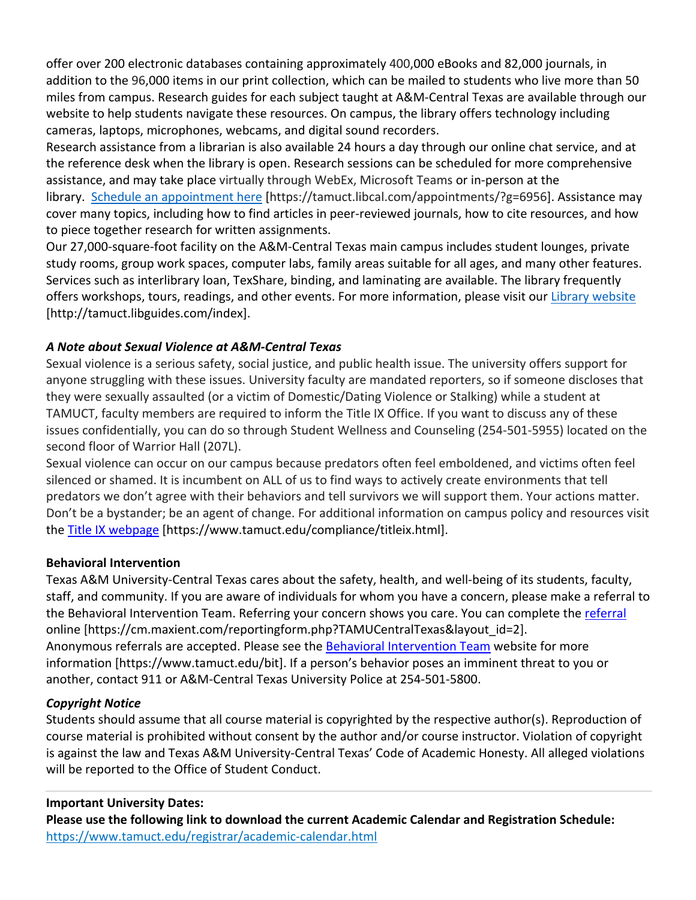offer over 200 electronic databases containing approximately 400,000 eBooks and 82,000 journals, in addition to the 96,000 items in our print collection, which can be mailed to students who live more than 50 miles from campus. Research guides for each subject taught at A&M-Central Texas are available through our website to help students navigate these resources. On campus, the library offers technology including cameras, laptops, microphones, webcams, and digital sound recorders.

Research assistance from a librarian is also available 24 hours a day through our online chat service, and at the reference desk when the library is open. Research sessions can be scheduled for more comprehensive assistance, and may take place virtually through WebEx, Microsoft Teams or in-person at the library. [Schedule an appointment here](https://tamuct.libcal.com/appointments/?g=6956) [https://tamuct.libcal.com/appointments/?g=6956]. Assistance may cover many topics, including how to find articles in peer-reviewed journals, how to cite resources, and how to piece together research for written assignments.

Our 27,000-square-foot facility on the A&M-Central Texas main campus includes student lounges, private study rooms, group work spaces, computer labs, family areas suitable for all ages, and many other features. Services such as interlibrary loan, TexShare, binding, and laminating are available. The library frequently offers workshops, tours, readings, and other events. For more information, please visit our [Library website](http://tamuct.libguides.com/index) [http://tamuct.libguides.com/index].

***A Note about Sexual Violence at A&M-Central Texas***

Sexual violence is a serious safety, social justice, and public health issue. The university offers support for anyone struggling with these issues. University faculty are mandated reporters, so if someone discloses that they were sexually assaulted (or a victim of Domestic/Dating Violence or Stalking) while a student at TAMUCT, faculty members are required to inform the Title IX Office. If you want to discuss any of these issues confidentially, you can do so through Student Wellness and Counseling (254-501-5955) located on the second floor of Warrior Hall (207L).

Sexual violence can occur on our campus because predators often feel emboldened, and victims often feel silenced or shamed. It is incumbent on ALL of us to find ways to actively create environments that tell predators we don't agree with their behaviors and tell survivors we will support them. Your actions matter. Don't be a bystander; be an agent of change. For additional information on campus policy and resources visit the [Title IX webpage](https://www.tamuct.edu/compliance/titleix.html) [https://www.tamuct.edu/compliance/titleix.html].

**Behavioral Intervention**

Texas A&M University-Central Texas cares about the safety, health, and well-being of its students, faculty, staff, and community. If you are aware of individuals for whom you have a concern, please make a referral to the Behavioral Intervention Team. Referring your concern shows you care. You can complete the [referral](https://cm.maxient.com/reportingform.php?TAMUCentralTexas&layout_id=2) online [https://cm.maxient.com/reportingform.php?TAMUCentralTexas&layout_id=2]. Anonymous referrals are accepted. Please see the [Behavioral Intervention Team](https://www.tamuct.edu/bit) website for more information [https://www.tamuct.edu/bit]. If a person's behavior poses an imminent threat to you or another, contact 911 or A&M-Central Texas University Police at 254-501-5800.

***Copyright Notice***

Students should assume that all course material is copyrighted by the respective author(s). Reproduction of course material is prohibited without consent by the author and/or course instructor. Violation of copyright is against the law and Texas A&M University-Central Texas' Code of Academic Honesty. All alleged violations will be reported to the Office of Student Conduct.

---

**Important University Dates:**

**Please use the following link to download the current Academic Calendar and Registration Schedule:**
https://www.tamuct.edu/registrar/academic-calendar.html